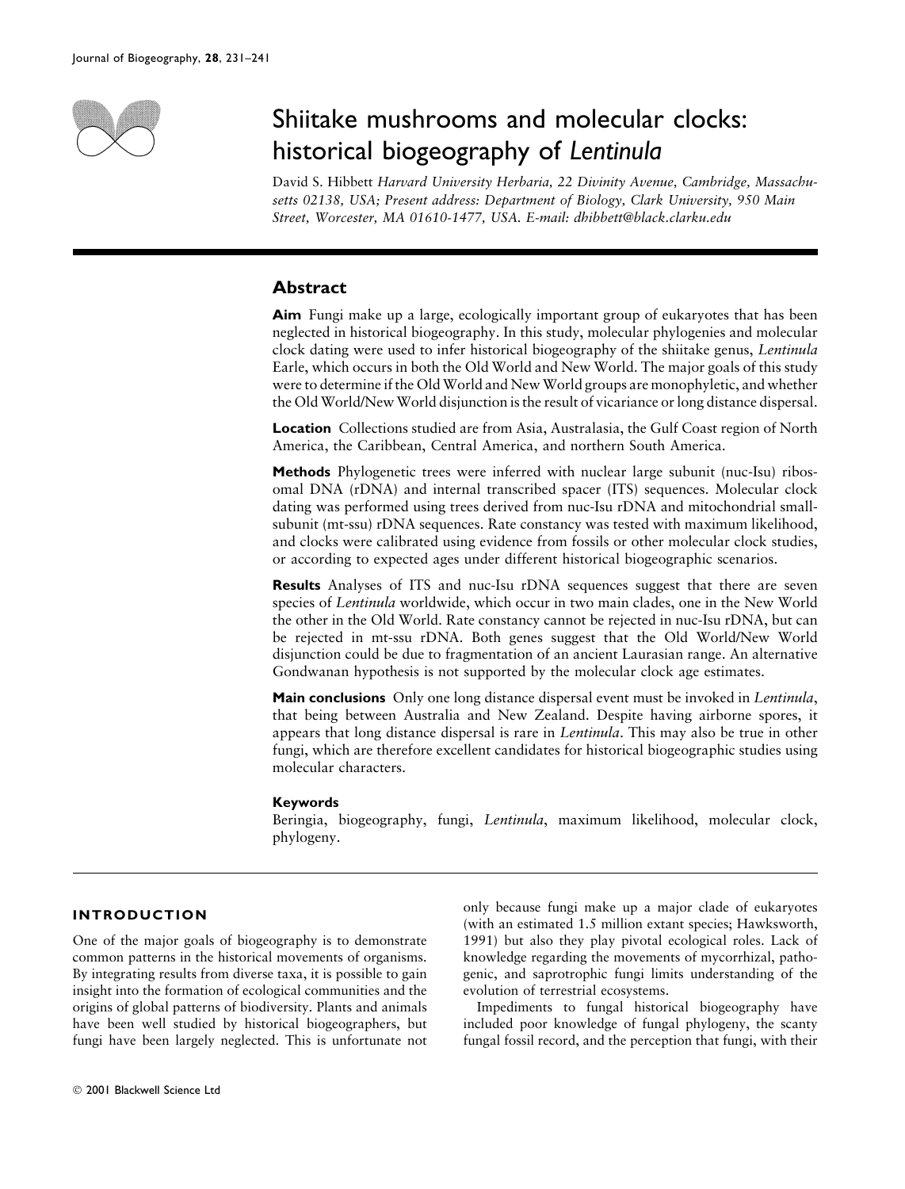# Shiitake mushrooms and molecular clocks: historical biogeography of *Lentinula*

David S. Hibbett *Harvard University Herbaria, 22 Divinity Avenue, Cambridge, Massachusetts 02138, USA; Present address: Department of Biology, Clark University, 950 Main Street, Worcester, MA 01610-1477, USA. E-mail: dhibbett@black.clarku.edu*

## Abstract

**Aim** Fungi make up a large, ecologically important group of eukaryotes that has been neglected in historical biogeography. In this study, molecular phylogenies and molecular clock dating were used to infer historical biogeography of the shiitake genus, *Lentinula* Earle, which occurs in both the Old World and New World. The major goals of this study were to determine if the Old World and New World groups are monophyletic, and whether the Old World/New World disjunction is the result of vicariance or long distance dispersal.

**Location** Collections studied are from Asia, Australasia, the Gulf Coast region of North America, the Caribbean, Central America, and northern South America.

**Methods** Phylogenetic trees were inferred with nuclear large subunit (nuc-lsu) ribosomal DNA (rDNA) and internal transcribed spacer (ITS) sequences. Molecular clock dating was performed using trees derived from nuc-lsu rDNA and mitochondrial small-subunit (mt-ssu) rDNA sequences. Rate constancy was tested with maximum likelihood, and clocks were calibrated using evidence from fossils or other molecular clock studies, or according to expected ages under different historical biogeographic scenarios.

**Results** Analyses of ITS and nuc-lsu rDNA sequences suggest that there are seven species of *Lentinula* worldwide, which occur in two main clades, one in the New World the other in the Old World. Rate constancy cannot be rejected in nuc-lsu rDNA, but can be rejected in mt-ssu rDNA. Both genes suggest that the Old World/New World disjunction could be due to fragmentation of an ancient Laurasian range. An alternative Gondwanan hypothesis is not supported by the molecular clock age estimates.

**Main conclusions** Only one long distance dispersal event must be invoked in *Lentinula*, that being between Australia and New Zealand. Despite having airborne spores, it appears that long distance dispersal is rare in *Lentinula*. This may also be true in other fungi, which are therefore excellent candidates for historical biogeographic studies using molecular characters.

### Keywords

Beringia, biogeography, fungi, *Lentinula*, maximum likelihood, molecular clock, phylogeny.

## INTRODUCTION

One of the major goals of biogeography is to demonstrate common patterns in the historical movements of organisms. By integrating results from diverse taxa, it is possible to gain insight into the formation of ecological communities and the origins of global patterns of biodiversity. Plants and animals have been well studied by historical biogeographers, but fungi have been largely neglected. This is unfortunate not only because fungi make up a major clade of eukaryotes (with an estimated 1.5 million extant species; Hawksworth, 1991) but also they play pivotal ecological roles. Lack of knowledge regarding the movements of mycorrhizal, pathogenic, and saprotrophic fungi limits understanding of the evolution of terrestrial ecosystems.

Impediments to fungal historical biogeography have included poor knowledge of fungal phylogeny, the scanty fungal fossil record, and the perception that fungi, with their

© 2001 Blackwell Science Ltd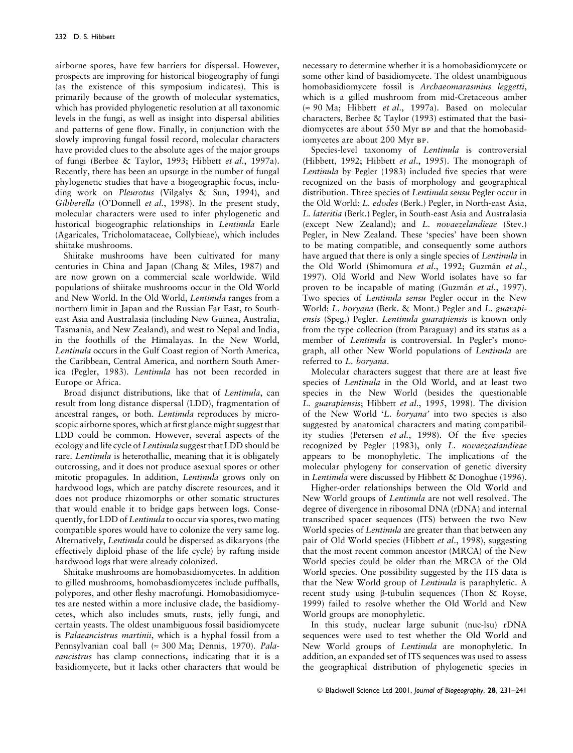airborne spores, have few barriers for dispersal. However, prospects are improving for historical biogeography of fungi (as the existence of this symposium indicates). This is primarily because of the growth of molecular systematics, which has provided phylogenetic resolution at all taxonomic levels in the fungi, as well as insight into dispersal abilities and patterns of gene flow. Finally, in conjunction with the slowly improving fungal fossil record, molecular characters have provided clues to the absolute ages of the major groups of fungi (Berbee & Taylor, 1993; Hibbett *et al*., 1997a). Recently, there has been an upsurge in the number of fungal phylogenetic studies that have a biogeographic focus, including work on *Pleurotus* (Vilgalys & Sun, 1994), and *Gibberella* (O'Donnell *et al*., 1998). In the present study, molecular characters were used to infer phylogenetic and historical biogeographic relationships in *Lentinula* Earle (Agaricales, Tricholomataceae, Collybieae), which includes shiitake mushrooms.

Shiitake mushrooms have been cultivated for many centuries in China and Japan (Chang & Miles, 1987) and are now grown on a commercial scale worldwide. Wild populations of shiitake mushrooms occur in the Old World and New World. In the Old World, *Lentinula* ranges from a northern limit in Japan and the Russian Far East, to Southeast Asia and Australasia (including New Guinea, Australia, Tasmania, and New Zealand), and west to Nepal and India, in the foothills of the Himalayas. In the New World, *Lentinula* occurs in the Gulf Coast region of North America, the Caribbean, Central America, and northern South America (Pegler, 1983). *Lentinula* has not been recorded in Europe or Africa.

Broad disjunct distributions, like that of *Lentinula*, can result from long distance dispersal (LDD), fragmentation of ancestral ranges, or both. *Lentinula* reproduces by microscopic airborne spores, which at first glance might suggest that LDD could be common. However, several aspects of the ecology and life cycle of *Lentinula* suggest that LDD should be rare. *Lentinula* is heterothallic, meaning that it is obligately outcrossing, and it does not produce asexual spores or other mitotic propagules. In addition, *Lentinula* grows only on hardwood logs, which are patchy discrete resources, and it does not produce rhizomorphs or other somatic structures that would enable it to bridge gaps between logs. Consequently, for LDD of *Lentinula* to occur via spores, two mating compatible spores would have to colonize the very same log. Alternatively, *Lentinula* could be dispersed as dikaryons (the effectively diploid phase of the life cycle) by rafting inside hardwood logs that were already colonized.

Shiitake mushrooms are homobasidiomycetes. In addition to gilled mushrooms, homobasdiomycetes include puffballs, polypores, and other fleshy macrofungi. Homobasidiomycetes are nested within a more inclusive clade, the basidiomycetes, which also includes smuts, rusts, jelly fungi, and certain yeasts. The oldest unambiguous fossil basidiomycete is *Palaeancistrus martinii*, which is a hyphal fossil from a Pennsylvanian coal ball (≈ 300 Ma; Dennis, 1970). *Palaeancistrus* has clamp connections, indicating that it is a basidiomycete, but it lacks other characters that would be necessary to determine whether it is a homobasidiomycete or some other kind of basidiomycete. The oldest unambiguous homobasidiomycete fossil is *Archaeomarasmius leggetti*, which is a gilled mushroom from mid-Cretaceous amber (≈ 90 Ma; Hibbett *et al*., 1997a). Based on molecular characters, Berbee & Taylor (1993) estimated that the basidiomycetes are about 550 Myr BP and that the homobasidiomycetes are about 200 Myr BP.

Species-level taxonomy of *Lentinula* is controversial (Hibbett, 1992; Hibbett *et al*., 1995). The monograph of *Lentinula* by Pegler (1983) included five species that were recognized on the basis of morphology and geographical distribution. Three species of *Lentinula sensu* Pegler occur in the Old World: *L. edodes* (Berk.) Pegler, in North-east Asia, *L. lateritia* (Berk.) Pegler, in South-east Asia and Australasia (except New Zealand); and *L. novaezelandieae* (Stev.) Pegler, in New Zealand. These 'species' have been shown to be mating compatible, and consequently some authors have argued that there is only a single species of *Lentinula* in the Old World (Shimomura *et al*., 1992; Guzmán *et al*., 1997). Old World and New World isolates have so far proven to be incapable of mating (Guzmán *et al*., 1997). Two species of *Lentinula sensu* Pegler occur in the New World: *L. boryana* (Berk. & Mont.) Pegler and *L. guarapiensis* (Speg.) Pegler. *Lentinula guarapiensis* is known only from the type collection (from Paraguay) and its status as a member of *Lentinula* is controversial. In Pegler's monograph, all other New World populations of *Lentinula* are referred to *L. boryana*.

Molecular characters suggest that there are at least five species of *Lentinula* in the Old World, and at least two species in the New World (besides the questionable *L. guarapiensis*; Hibbett *et al*., 1995, 1998). The division of the New World '*L. boryana*' into two species is also suggested by anatomical characters and mating compatibility studies (Petersen *et al*., 1998). Of the five species recognized by Pegler (1983), only *L. novaezealandieae* appears to be monophyletic. The implications of the molecular phylogeny for conservation of genetic diversity in *Lentinula* were discussed by Hibbett & Donoghue (1996).

Higher-order relationships between the Old World and New World groups of *Lentinula* are not well resolved. The degree of divergence in ribosomal DNA (rDNA) and internal transcribed spacer sequences (ITS) between the two New World species of *Lentinula* are greater than that between any pair of Old World species (Hibbett *et al*., 1998), suggesting that the most recent common ancestor (MRCA) of the New World species could be older than the MRCA of the Old World species. One possibility suggested by the ITS data is that the New World group of *Lentinula* is paraphyletic. A recent study using β-tubulin sequences (Thon & Royse, 1999) failed to resolve whether the Old World and New World groups are monophyletic.

In this study, nuclear large subunit (nuc-lsu) rDNA sequences were used to test whether the Old World and New World groups of *Lentinula* are monophyletic. In addition, an expanded set of ITS sequences was used to assess the geographical distribution of phylogenetic species in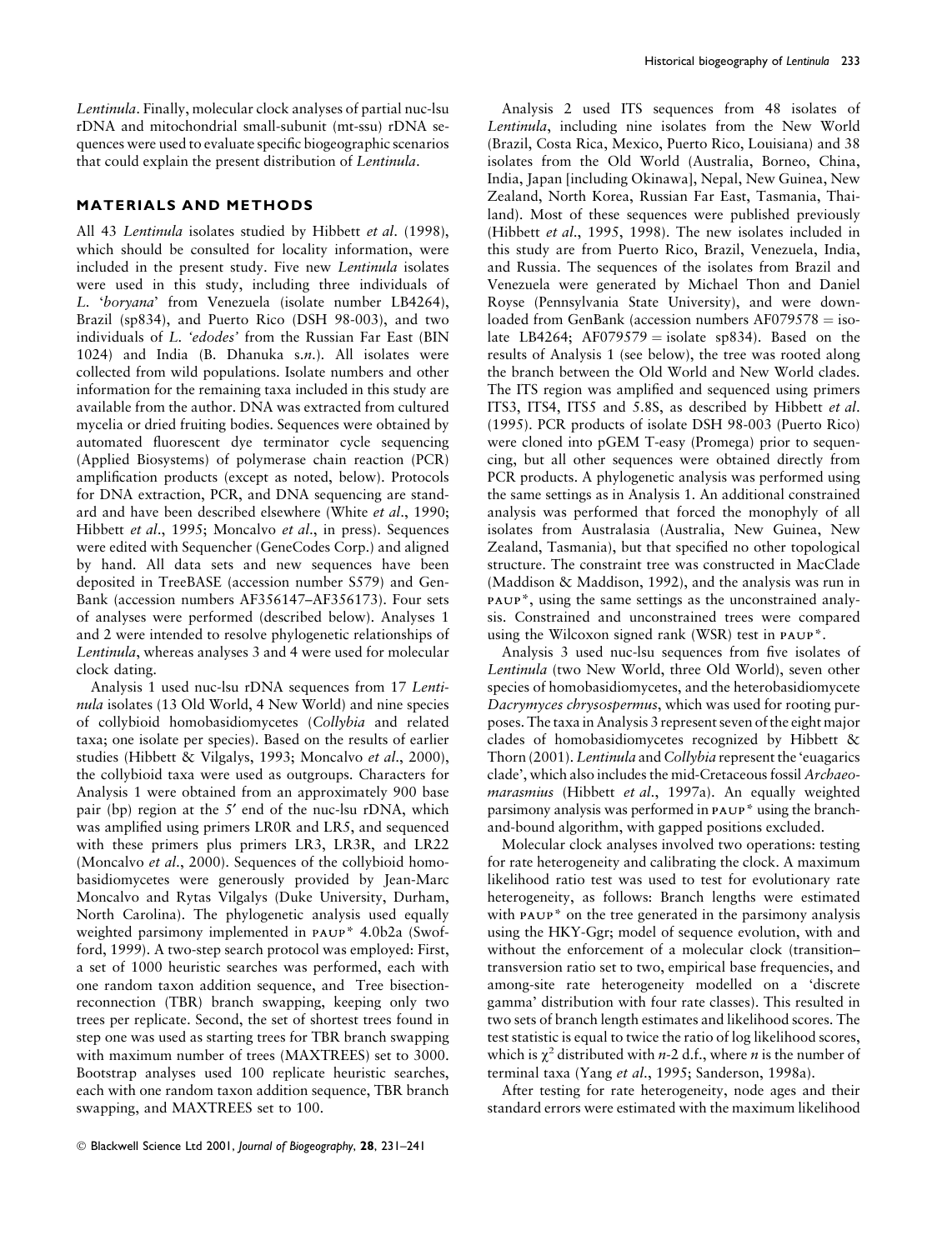*Lentinula*. Finally, molecular clock analyses of partial nuc-lsu rDNA and mitochondrial small-subunit (mt-ssu) rDNA sequences were used to evaluate specific biogeographic scenarios that could explain the present distribution of *Lentinula*.

## MATERIALS AND METHODS

All 43 *Lentinula* isolates studied by Hibbett *et al*. (1998), which should be consulted for locality information, were included in the present study. Five new *Lentinula* isolates were used in this study, including three individuals of *L. 'boryana'* from Venezuela (isolate number LB4264), Brazil (sp834), and Puerto Rico (DSH 98-003), and two individuals of *L. 'edodes'* from the Russian Far East (BIN 1024) and India (B. Dhanuka s.*n*.). All isolates were collected from wild populations. Isolate numbers and other information for the remaining taxa included in this study are available from the author. DNA was extracted from cultured mycelia or dried fruiting bodies. Sequences were obtained by automated fluorescent dye terminator cycle sequencing (Applied Biosystems) of polymerase chain reaction (PCR) amplification products (except as noted, below). Protocols for DNA extraction, PCR, and DNA sequencing are standard and have been described elsewhere (White *et al*., 1990; Hibbett *et al*., 1995; Moncalvo *et al*., in press). Sequences were edited with Sequencher (GeneCodes Corp.) and aligned by hand. All data sets and new sequences have been deposited in TreeBASE (accession number S579) and GenBank (accession numbers AF356147–AF356173). Four sets of analyses were performed (described below). Analyses 1 and 2 were intended to resolve phylogenetic relationships of *Lentinula*, whereas analyses 3 and 4 were used for molecular clock dating.

Analysis 1 used nuc-lsu rDNA sequences from 17 *Lentinula* isolates (13 Old World, 4 New World) and nine species of collybioid homobasidiomycetes (*Collybia* and related taxa; one isolate per species). Based on the results of earlier studies (Hibbett & Vilgalys, 1993; Moncalvo *et al*., 2000), the collybioid taxa were used as outgroups. Characters for Analysis 1 were obtained from an approximately 900 base pair (bp) region at the 5′ end of the nuc-lsu rDNA, which was amplified using primers LR0R and LR5, and sequenced with these primers plus primers LR3, LR3R, and LR22 (Moncalvo *et al*., 2000). Sequences of the collybioid homobasidiomycetes were generously provided by Jean-Marc Moncalvo and Rytas Vilgalys (Duke University, Durham, North Carolina). The phylogenetic analysis used equally weighted parsimony implemented in PAUP* 4.0b2a (Swofford, 1999). A two-step search protocol was employed: First, a set of 1000 heuristic searches was performed, each with one random taxon addition sequence, and Tree bisection-reconnection (TBR) branch swapping, keeping only two trees per replicate. Second, the set of shortest trees found in step one was used as starting trees for TBR branch swapping with maximum number of trees (MAXTREES) set to 3000. Bootstrap analyses used 100 replicate heuristic searches, each with one random taxon addition sequence, TBR branch swapping, and MAXTREES set to 100.

Analysis 2 used ITS sequences from 48 isolates of *Lentinula*, including nine isolates from the New World (Brazil, Costa Rica, Mexico, Puerto Rico, Louisiana) and 38 isolates from the Old World (Australia, Borneo, China, India, Japan [including Okinawa], Nepal, New Guinea, New Zealand, North Korea, Russian Far East, Tasmania, Thailand). Most of these sequences were published previously (Hibbett *et al*., 1995, 1998). The new isolates included in this study are from Puerto Rico, Brazil, Venezuela, India, and Russia. The sequences of the isolates from Brazil and Venezuela were generated by Michael Thon and Daniel Royse (Pennsylvania State University), and were downloaded from GenBank (accession numbers AF079578 = isolate LB4264; AF079579 = isolate sp834). Based on the results of Analysis 1 (see below), the tree was rooted along the branch between the Old World and New World clades. The ITS region was amplified and sequenced using primers ITS3, ITS4, ITS5 and 5.8S, as described by Hibbett *et al*. (1995). PCR products of isolate DSH 98-003 (Puerto Rico) were cloned into pGEM T-easy (Promega) prior to sequencing, but all other sequences were obtained directly from PCR products. A phylogenetic analysis was performed using the same settings as in Analysis 1. An additional constrained analysis was performed that forced the monophyly of all isolates from Australasia (Australia, New Guinea, New Zealand, Tasmania), but that specified no other topological structure. The constraint tree was constructed in MacClade (Maddison & Maddison, 1992), and the analysis was run in PAUP*, using the same settings as the unconstrained analysis. Constrained and unconstrained trees were compared using the Wilcoxon signed rank (WSR) test in PAUP*.

Analysis 3 used nuc-lsu sequences from five isolates of *Lentinula* (two New World, three Old World), seven other species of homobasidiomycetes, and the heterobasidiomycete *Dacrymyces chrysospermus*, which was used for rooting purposes. The taxa in Analysis 3 represent seven of the eight major clades of homobasidiomycetes recognized by Hibbett & Thorn (2001). *Lentinula* and *Collybia* represent the 'euagarics clade', which also includes the mid-Cretaceous fossil *Archaeomarasmius* (Hibbett *et al*., 1997a). An equally weighted parsimony analysis was performed in PAUP* using the branch-and-bound algorithm, with gapped positions excluded.

Molecular clock analyses involved two operations: testing for rate heterogeneity and calibrating the clock. A maximum likelihood ratio test was used to test for evolutionary rate heterogeneity, as follows: Branch lengths were estimated with PAUP* on the tree generated in the parsimony analysis using the HKY-Ggr; model of sequence evolution, with and without the enforcement of a molecular clock (transition–transversion ratio set to two, empirical base frequencies, and among-site rate heterogeneity modelled on a 'discrete gamma' distribution with four rate classes). This resulted in two sets of branch length estimates and likelihood scores. The test statistic is equal to twice the ratio of log likelihood scores, which is $\chi^2$ distributed with $n$-2 d.f., where $n$ is the number of terminal taxa (Yang *et al*., 1995; Sanderson, 1998a).

After testing for rate heterogeneity, node ages and their standard errors were estimated with the maximum likelihood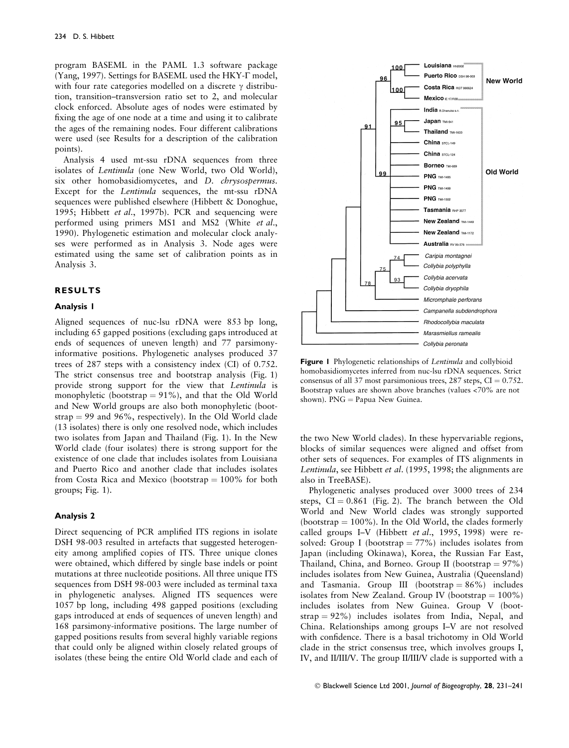program BASEML in the PAML 1.3 software package (Yang, 1997). Settings for BASEML used the HKY-Γ model, with four rate categories modelled on a discrete γ distribution, transition–transversion ratio set to 2, and molecular clock enforced. Absolute ages of nodes were estimated by fixing the age of one node at a time and using it to calibrate the ages of the remaining nodes. Four different calibrations were used (see Results for a description of the calibration points).

Analysis 4 used mt-ssu rDNA sequences from three isolates of *Lentinula* (one New World, two Old World), six other homobasidiomycetes, and *D. chrysospermus*. Except for the *Lentinula* sequences, the mt-ssu rDNA sequences were published elsewhere (Hibbett & Donoghue, 1995; Hibbett *et al*., 1997b). PCR and sequencing were performed using primers MS1 and MS2 (White *et al*., 1990). Phylogenetic estimation and molecular clock analyses were performed as in Analysis 3. Node ages were estimated using the same set of calibration points as in Analysis 3.

## RESULTS

### Analysis 1

Aligned sequences of nuc-lsu rDNA were 853 bp long, including 65 gapped positions (excluding gaps introduced at ends of sequences of uneven length) and 77 parsimony-informative positions. Phylogenetic analyses produced 37 trees of 287 steps with a consistency index (CI) of 0.752. The strict consensus tree and bootstrap analysis (Fig. 1) provide strong support for the view that *Lentinula* is monophyletic (bootstrap = 91%), and that the Old World and New World groups are also both monophyletic (bootstrap = 99 and 96%, respectively). In the Old World clade (13 isolates) there is only one resolved node, which includes two isolates from Japan and Thailand (Fig. 1). In the New World clade (four isolates) there is strong support for the existence of one clade that includes isolates from Louisiana and Puerto Rico and another clade that includes isolates from Costa Rica and Mexico (bootstrap = 100% for both groups; Fig. 1).

### Analysis 2

Direct sequencing of PCR amplified ITS regions in isolate DSH 98-003 resulted in artefacts that suggested heterogeneity among amplified copies of ITS. Three unique clones were obtained, which differed by single base indels or point mutations at three nucleotide positions. All three unique ITS sequences from DSH 98-003 were included as terminal taxa in phylogenetic analyses. Aligned ITS sequences were 1057 bp long, including 498 gapped positions (excluding gaps introduced at ends of sequences of uneven length) and 168 parsimony-informative positions. The large number of gapped positions results from several highly variable regions that could only be aligned within closely related groups of isolates (these being the entire Old World clade and each of the two New World clades). In these hypervariable regions, blocks of similar sequences were aligned and offset from other sets of sequences. For examples of ITS alignments in *Lentinula*, see Hibbett *et al*. (1995, 1998; the alignments are also in TreeBASE).

Phylogenetic analyses produced over 3000 trees of 234 steps, CI = 0.861 (Fig. 2). The branch between the Old World and New World clades was strongly supported (bootstrap = 100%). In the Old World, the clades formerly called groups I–V (Hibbett *et al*., 1995, 1998) were resolved: Group I (bootstrap = 77%) includes isolates from Japan (including Okinawa), Korea, the Russian Far East, Thailand, China, and Borneo. Group II (bootstrap = 97%) includes isolates from New Guinea, Australia (Queensland) and Tasmania. Group III (bootstrap = 86%) includes isolates from New Zealand. Group IV (bootstrap = 100%) includes isolates from New Guinea. Group V (bootstrap = 92%) includes isolates from India, Nepal, and China. Relationships among groups I–V are not resolved with confidence. There is a basal trichotomy in Old World clade in the strict consensus tree, which involves groups I, IV, and II/III/V. The group II/III/V clade is supported with a

**Figure 1** Phylogenetic relationships of *Lentinula* and collybioid homobasidiomycetes inferred from nuc-lsu rDNA sequences. Strict consensus of all 37 most parsimonious trees, 287 steps, CI = 0.752. Bootstrap values are shown above branches (values <70% are not shown). PNG = Papua New Guinea.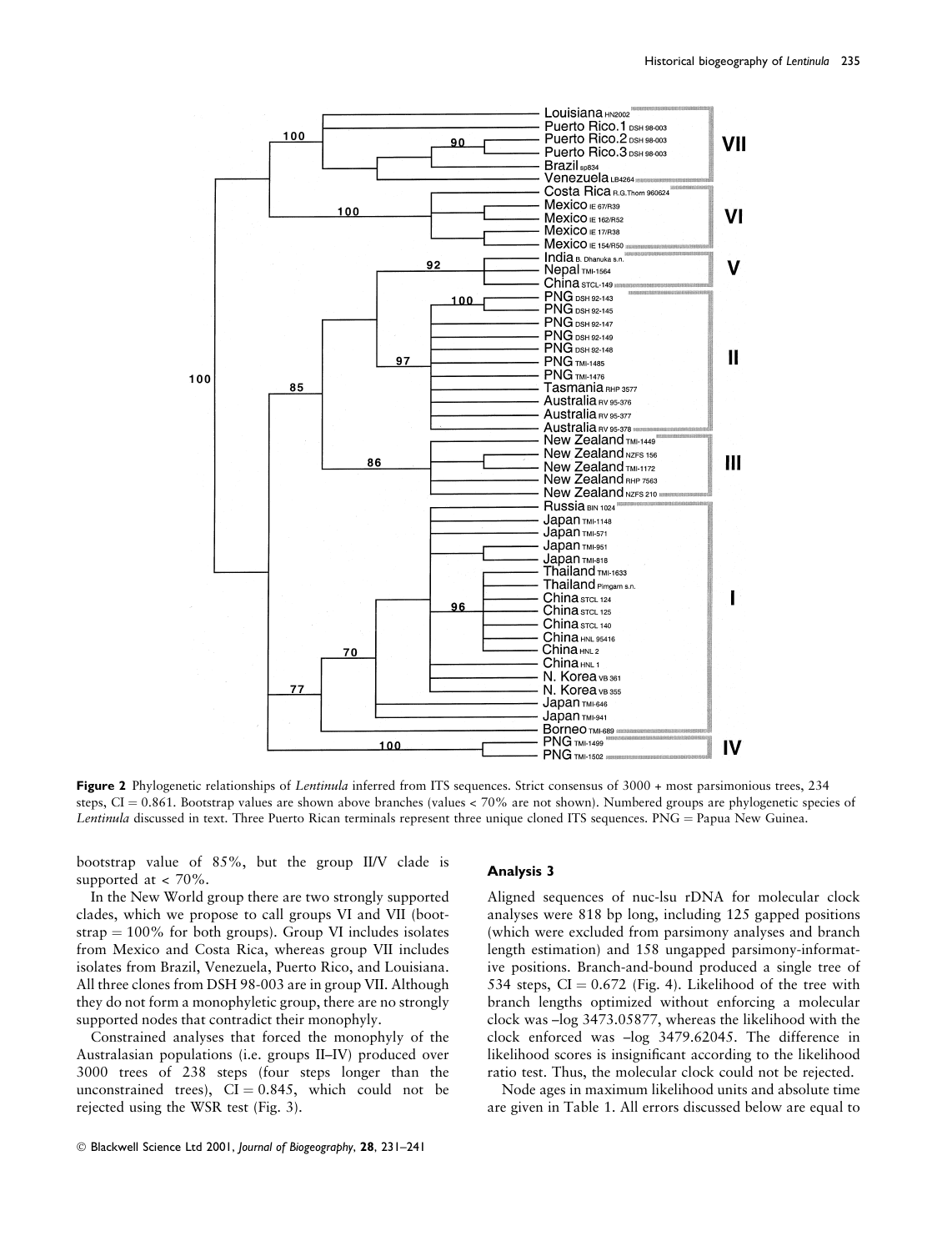**Figure 2** Phylogenetic relationships of *Lentinula* inferred from ITS sequences. Strict consensus of 3000 + most parsimonious trees, 234 steps, CI = 0.861. Bootstrap values are shown above branches (values < 70% are not shown). Numbered groups are phylogenetic species of *Lentinula* discussed in text. Three Puerto Rican terminals represent three unique cloned ITS sequences. PNG = Papua New Guinea.

bootstrap value of 85%, but the group II/V clade is supported at < 70%.

In the New World group there are two strongly supported clades, which we propose to call groups VI and VII (bootstrap = 100% for both groups). Group VI includes isolates from Mexico and Costa Rica, whereas group VII includes isolates from Brazil, Venezuela, Puerto Rico, and Louisiana. All three clones from DSH 98-003 are in group VII. Although they do not form a monophyletic group, there are no strongly supported nodes that contradict their monophyly.

Constrained analyses that forced the monophyly of the Australasian populations (i.e. groups II–IV) produced over 3000 trees of 238 steps (four steps longer than the unconstrained trees), CI = 0.845, which could not be rejected using the WSR test (Fig. 3).

### Analysis 3

Aligned sequences of nuc-lsu rDNA for molecular clock analyses were 818 bp long, including 125 gapped positions (which were excluded from parsimony analyses and branch length estimation) and 158 ungapped parsimony-informative positions. Branch-and-bound produced a single tree of 534 steps, CI = 0.672 (Fig. 4). Likelihood of the tree with branch lengths optimized without enforcing a molecular clock was –log 3473.05877, whereas the likelihood with the clock enforced was –log 3479.62045. The difference in likelihood scores is insignificant according to the likelihood ratio test. Thus, the molecular clock could not be rejected.

Node ages in maximum likelihood units and absolute time are given in Table 1. All errors discussed below are equal to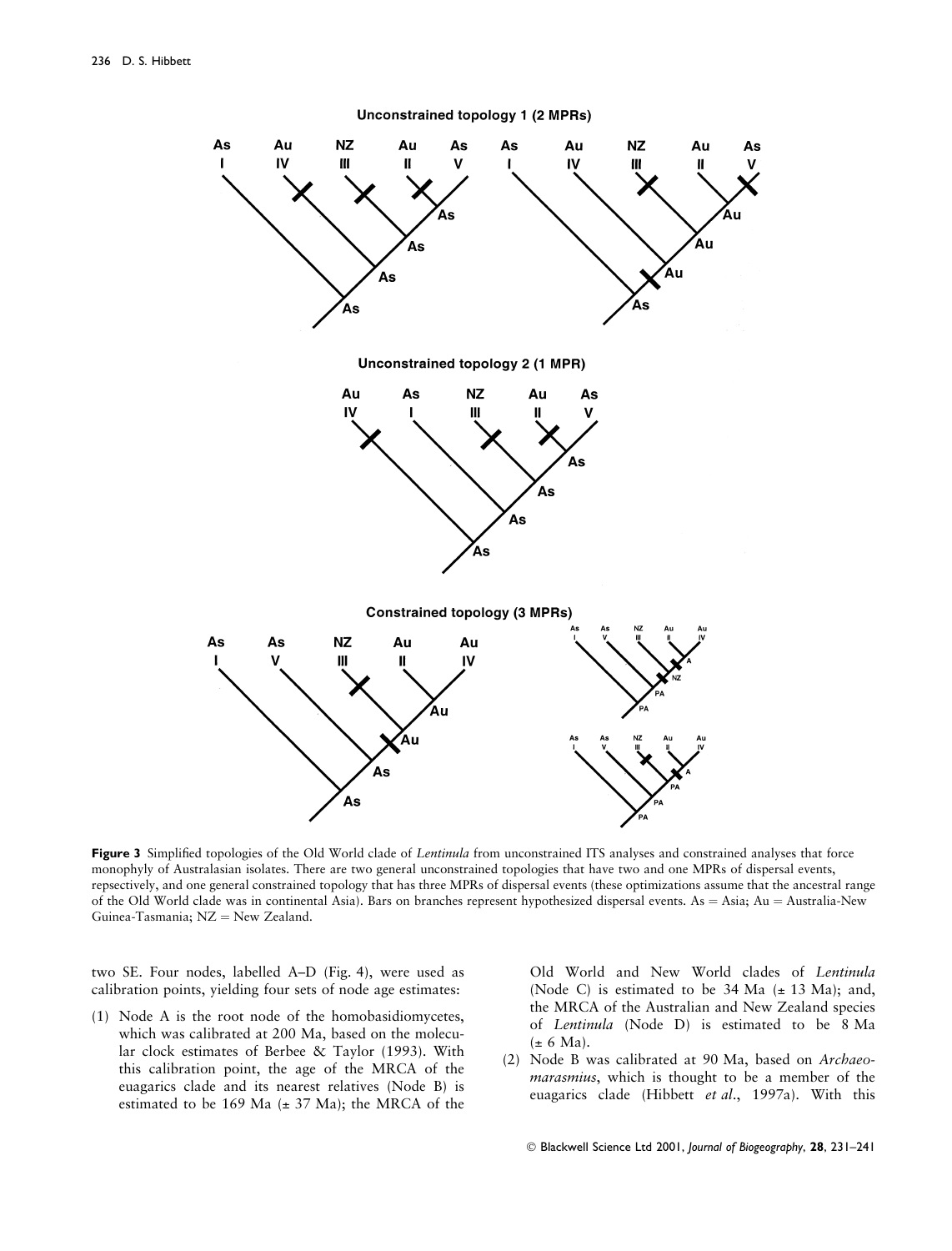**Figure 3** Simplified topologies of the Old World clade of *Lentinula* from unconstrained ITS analyses and constrained analyses that force monophyly of Australasian isolates. There are two general unconstrained topologies that have two and one MPRs of dispersal events, repsectively, and one general constrained topology that has three MPRs of dispersal events (these optimizations assume that the ancestral range of the Old World clade was in continental Asia). Bars on branches represent hypothesized dispersal events. As = Asia; Au = Australia-New Guinea-Tasmania; NZ = New Zealand.

two SE. Four nodes, labelled A–D (Fig. 4), were used as calibration points, yielding four sets of node age estimates:

(1) Node A is the root node of the homobasidiomycetes, which was calibrated at 200 Ma, based on the molecular clock estimates of Berbee & Taylor (1993). With this calibration point, the age of the MRCA of the euagarics clade and its nearest relatives (Node B) is estimated to be 169 Ma (± 37 Ma); the MRCA of the Old World and New World clades of *Lentinula* (Node C) is estimated to be 34 Ma (± 13 Ma); and, the MRCA of the Australian and New Zealand species of *Lentinula* (Node D) is estimated to be 8 Ma (± 6 Ma).

(2) Node B was calibrated at 90 Ma, based on *Archaeomarasmius*, which is thought to be a member of the euagarics clade (Hibbett *et al.*, 1997a). With this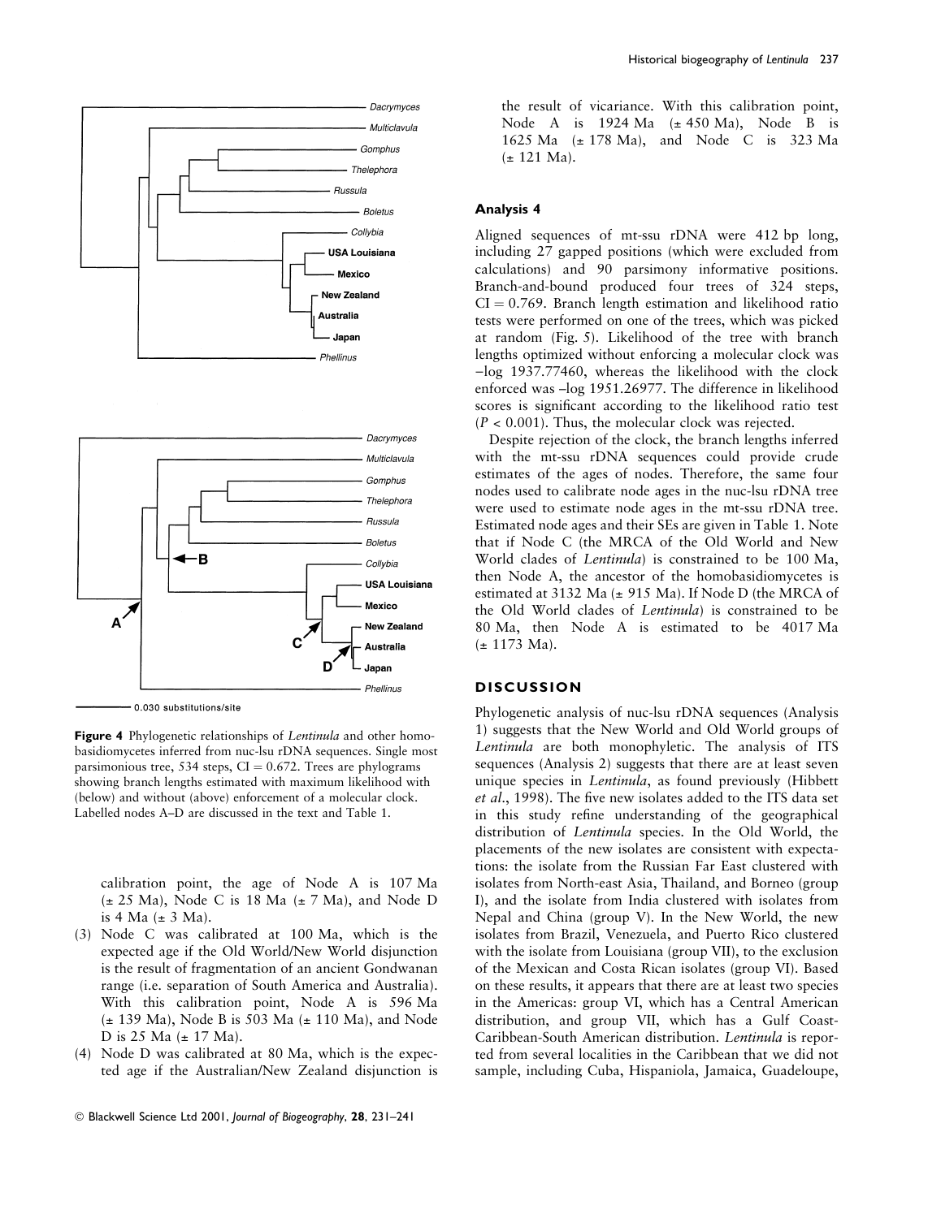Figure 4 Phylogenetic relationships of *Lentinula* and other homobasidiomycetes inferred from nuc-lsu rDNA sequences. Single most parsimonious tree, 534 steps, CI = 0.672. Trees are phylograms showing branch lengths estimated with maximum likelihood with (below) and without (above) enforcement of a molecular clock. Labelled nodes A–D are discussed in the text and Table 1.

calibration point, the age of Node A is 107 Ma (± 25 Ma), Node C is 18 Ma (± 7 Ma), and Node D is 4 Ma (± 3 Ma).

(3) Node C was calibrated at 100 Ma, which is the expected age if the Old World/New World disjunction is the result of fragmentation of an ancient Gondwanan range (i.e. separation of South America and Australia). With this calibration point, Node A is 596 Ma (± 139 Ma), Node B is 503 Ma (± 110 Ma), and Node D is 25 Ma (± 17 Ma).

(4) Node D was calibrated at 80 Ma, which is the expected age if the Australian/New Zealand disjunction is the result of vicariance. With this calibration point, Node A is 1924 Ma (± 450 Ma), Node B is 1625 Ma (± 178 Ma), and Node C is 323 Ma (± 121 Ma).

### Analysis 4

Aligned sequences of mt-ssu rDNA were 412 bp long, including 27 gapped positions (which were excluded from calculations) and 90 parsimony informative positions. Branch-and-bound produced four trees of 324 steps, CI = 0.769. Branch length estimation and likelihood ratio tests were performed on one of the trees, which was picked at random (Fig. 5). Likelihood of the tree with branch lengths optimized without enforcing a molecular clock was –log 1937.77460, whereas the likelihood with the clock enforced was –log 1951.26977. The difference in likelihood scores is significant according to the likelihood ratio test ($P < 0.001$). Thus, the molecular clock was rejected.

Despite rejection of the clock, the branch lengths inferred with the mt-ssu rDNA sequences could provide crude estimates of the ages of nodes. Therefore, the same four nodes used to calibrate node ages in the nuc-lsu rDNA tree were used to estimate node ages in the mt-ssu rDNA tree. Estimated node ages and their SEs are given in Table 1. Note that if Node C (the MRCA of the Old World and New World clades of *Lentinula*) is constrained to be 100 Ma, then Node A, the ancestor of the homobasidiomycetes is estimated at 3132 Ma (± 915 Ma). If Node D (the MRCA of the Old World clades of *Lentinula*) is constrained to be 80 Ma, then Node A is estimated to be 4017 Ma (± 1173 Ma).

## DISCUSSION

Phylogenetic analysis of nuc-lsu rDNA sequences (Analysis 1) suggests that the New World and Old World groups of *Lentinula* are both monophyletic. The analysis of ITS sequences (Analysis 2) suggests that there are at least seven unique species in *Lentinula*, as found previously (Hibbett *et al.*, 1998). The five new isolates added to the ITS data set in this study refine understanding of the geographical distribution of *Lentinula* species. In the Old World, the placements of the new isolates are consistent with expectations: the isolate from the Russian Far East clustered with isolates from North-east Asia, Thailand, and Borneo (group I), and the isolate from India clustered with isolates from Nepal and China (group V). In the New World, the new isolates from Brazil, Venezuela, and Puerto Rico clustered with the isolate from Louisiana (group VII), to the exclusion of the Mexican and Costa Rican isolates (group VI). Based on these results, it appears that there are at least two species in the Americas: group VI, which has a Central American distribution, and group VII, which has a Gulf Coast-Caribbean-South American distribution. *Lentinula* is reported from several localities in the Caribbean that we did not sample, including Cuba, Hispaniola, Jamaica, Guadeloupe,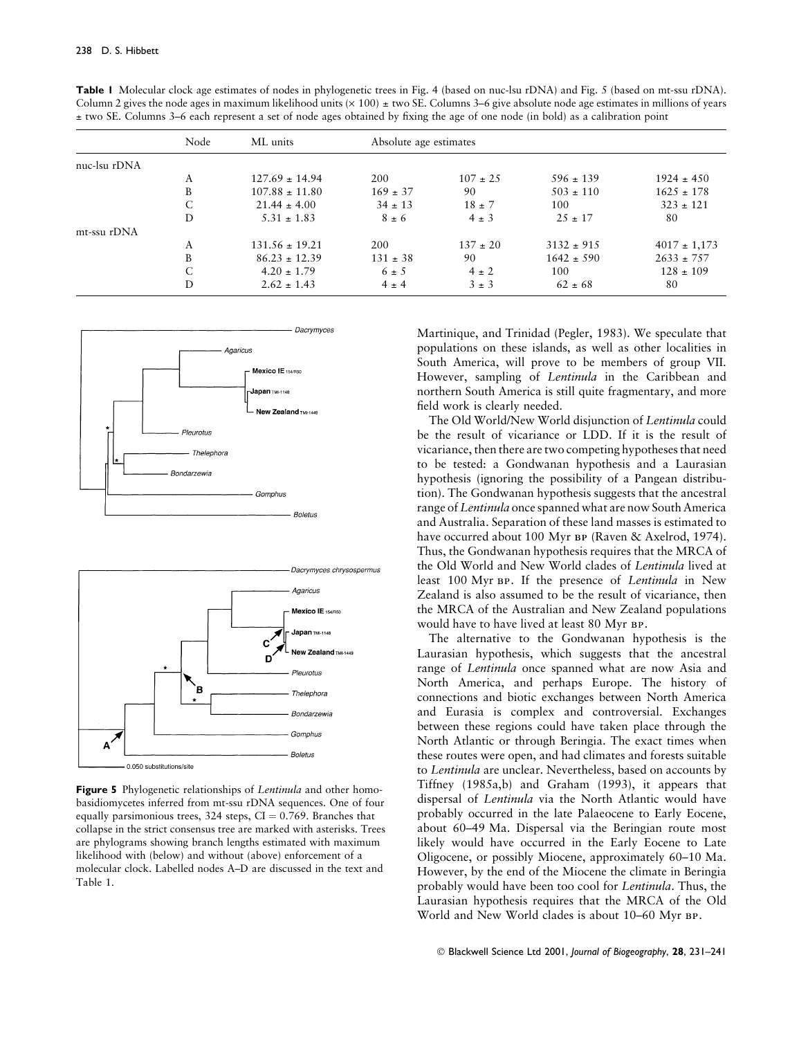**Table 1** Molecular clock age estimates of nodes in phylogenetic trees in Fig. 4 (based on nuc-lsu rDNA) and Fig. 5 (based on mt-ssu rDNA). Column 2 gives the node ages in maximum likelihood units (× 100) ± two SE. Columns 3–6 give absolute node age estimates in millions of years ± two SE. Columns 3–6 each represent a set of node ages obtained by fixing the age of one node (in bold) as a calibration point

| | Node | ML units | Absolute age estimates | | | |
|---|---|---|---|---|---|---|
| nuc-lsu rDNA | | | | | | |
| | A | 127.69 ± 14.94 | **200** | 107 ± 25 | 596 ± 139 | 1924 ± 450 |
| | B | 107.88 ± 11.80 | 169 ± 37 | **90** | 503 ± 110 | 1625 ± 178 |
| | C | 21.44 ± 4.00 | 34 ± 13 | 18 ± 7 | **100** | 323 ± 121 |
| | D | 5.31 ± 1.83 | 8 ± 6 | 4 ± 3 | 25 ± 17 | **80** |
| mt-ssu rDNA | | | | | | |
| | A | 131.56 ± 19.21 | **200** | 137 ± 20 | 3132 ± 915 | 4017 ± 1,173 |
| | B | 86.23 ± 12.39 | 131 ± 38 | **90** | 1642 ± 590 | 2633 ± 757 |
| | C | 4.20 ± 1.79 | 6 ± 5 | 4 ± 2 | **100** | 128 ± 109 |
| | D | 2.62 ± 1.43 | 4 ± 4 | 3 ± 3 | 62 ± 68 | **80** |

**Figure 5** Phylogenetic relationships of *Lentinula* and other homobasidiomycetes inferred from mt-ssu rDNA sequences. One of four equally parsimonious trees, 324 steps, CI = 0.769. Branches that collapse in the strict consensus tree are marked with asterisks. Trees are phylograms showing branch lengths estimated with maximum likelihood with (below) and without (above) enforcement of a molecular clock. Labelled nodes A–D are discussed in the text and Table 1.

Martinique, and Trinidad (Pegler, 1983). We speculate that populations on these islands, as well as other localities in South America, will prove to be members of group VII. However, sampling of *Lentinula* in the Caribbean and northern South America is still quite fragmentary, and more field work is clearly needed.

The Old World/New World disjunction of *Lentinula* could be the result of vicariance or LDD. If it is the result of vicariance, then there are two competing hypotheses that need to be tested: a Gondwanan hypothesis and a Laurasian hypothesis (ignoring the possibility of a Pangean distribution). The Gondwanan hypothesis suggests that the ancestral range of *Lentinula* once spanned what are now South America and Australia. Separation of these land masses is estimated to have occurred about 100 Myr BP (Raven & Axelrod, 1974). Thus, the Gondwanan hypothesis requires that the MRCA of the Old World and New World clades of *Lentinula* lived at least 100 Myr BP. If the presence of *Lentinula* in New Zealand is also assumed to be the result of vicariance, then the MRCA of the Australian and New Zealand populations would have to have lived at least 80 Myr BP.

The alternative to the Gondwanan hypothesis is the Laurasian hypothesis, which suggests that the ancestral range of *Lentinula* once spanned what are now Asia and North America, and perhaps Europe. The history of connections and biotic exchanges between North America and Eurasia is complex and controversial. Exchanges between these regions could have taken place through the North Atlantic or through Beringia. The exact times when these routes were open, and had climates and forests suitable to *Lentinula* are unclear. Nevertheless, based on accounts by Tiffney (1985a,b) and Graham (1993), it appears that dispersal of *Lentinula* via the North Atlantic would have probably occurred in the late Palaeocene to Early Eocene, about 60–49 Ma. Dispersal via the Beringian route most likely would have occurred in the Early Eocene to Late Oligocene, or possibly Miocene, approximately 60–10 Ma. However, by the end of the Miocene the climate in Beringia probably would have been too cool for *Lentinula*. Thus, the Laurasian hypothesis requires that the MRCA of the Old World and New World clades is about 10–60 Myr BP.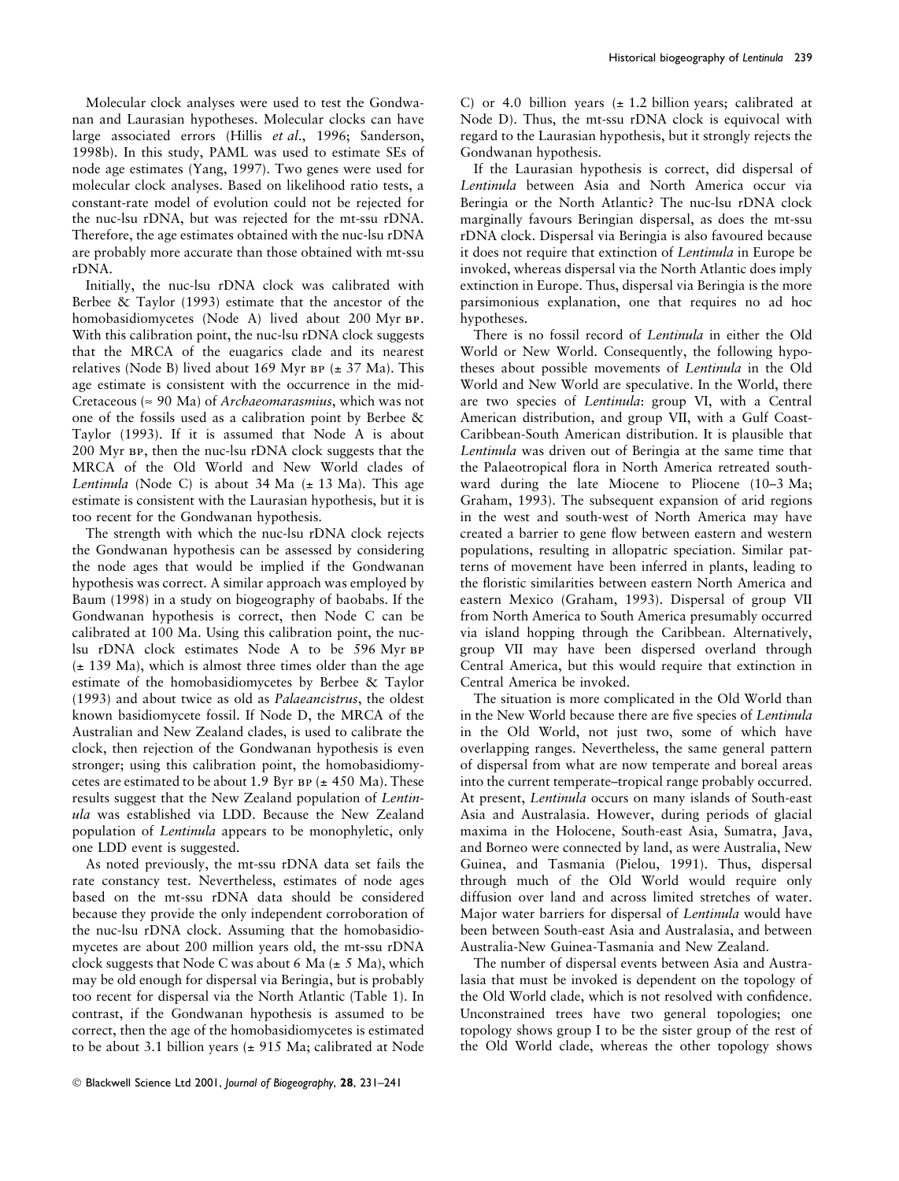Molecular clock analyses were used to test the Gondwanan and Laurasian hypotheses. Molecular clocks can have large associated errors (Hillis *et al*., 1996; Sanderson, 1998b). In this study, PAML was used to estimate SEs of node age estimates (Yang, 1997). Two genes were used for molecular clock analyses. Based on likelihood ratio tests, a constant-rate model of evolution could not be rejected for the nuc-lsu rDNA, but was rejected for the mt-ssu rDNA. Therefore, the age estimates obtained with the nuc-lsu rDNA are probably more accurate than those obtained with mt-ssu rDNA.

Initially, the nuc-lsu rDNA clock was calibrated with Berbee & Taylor (1993) estimate that the ancestor of the homobasidiomycetes (Node A) lived about 200 Myr BP. With this calibration point, the nuc-lsu rDNA clock suggests that the MRCA of the euagarics clade and its nearest relatives (Node B) lived about 169 Myr BP (± 37 Ma). This age estimate is consistent with the occurrence in the mid-Cretaceous (≈ 90 Ma) of *Archaeomarasmius*, which was not one of the fossils used as a calibration point by Berbee & Taylor (1993). If it is assumed that Node A is about 200 Myr BP, then the nuc-lsu rDNA clock suggests that the MRCA of the Old World and New World clades of *Lentinula* (Node C) is about 34 Ma (± 13 Ma). This age estimate is consistent with the Laurasian hypothesis, but it is too recent for the Gondwanan hypothesis.

The strength with which the nuc-lsu rDNA clock rejects the Gondwanan hypothesis can be assessed by considering the node ages that would be implied if the Gondwanan hypothesis was correct. A similar approach was employed by Baum (1998) in a study on biogeography of baobabs. If the Gondwanan hypothesis is correct, then Node C can be calibrated at 100 Ma. Using this calibration point, the nuc-lsu rDNA clock estimates Node A to be 596 Myr BP (± 139 Ma), which is almost three times older than the age estimate of the homobasidiomycetes by Berbee & Taylor (1993) and about twice as old as *Palaeancistrus*, the oldest known basidiomycete fossil. If Node D, the MRCA of the Australian and New Zealand clades, is used to calibrate the clock, then rejection of the Gondwanan hypothesis is even stronger; using this calibration point, the homobasidiomycetes are estimated to be about 1.9 Byr BP (± 450 Ma). These results suggest that the New Zealand population of *Lentinula* was established via LDD. Because the New Zealand population of *Lentinula* appears to be monophyletic, only one LDD event is suggested.

As noted previously, the mt-ssu rDNA data set fails the rate constancy test. Nevertheless, estimates of node ages based on the mt-ssu rDNA data should be considered because they provide the only independent corroboration of the nuc-lsu rDNA clock. Assuming that the homobasidiomycetes are about 200 million years old, the mt-ssu rDNA clock suggests that Node C was about 6 Ma (± 5 Ma), which may be old enough for dispersal via Beringia, but is probably too recent for dispersal via the North Atlantic (Table 1). In contrast, if the Gondwanan hypothesis is assumed to be correct, then the age of the homobasidiomycetes is estimated to be about 3.1 billion years (± 915 Ma; calibrated at Node C) or 4.0 billion years (± 1.2 billion years; calibrated at Node D). Thus, the mt-ssu rDNA clock is equivocal with regard to the Laurasian hypothesis, but it strongly rejects the Gondwanan hypothesis.

If the Laurasian hypothesis is correct, did dispersal of *Lentinula* between Asia and North America occur via Beringia or the North Atlantic? The nuc-lsu rDNA clock marginally favours Beringian dispersal, as does the mt-ssu rDNA clock. Dispersal via Beringia is also favoured because it does not require that extinction of *Lentinula* in Europe be invoked, whereas dispersal via the North Atlantic does imply extinction in Europe. Thus, dispersal via Beringia is the more parsimonious explanation, one that requires no ad hoc hypotheses.

There is no fossil record of *Lentinula* in either the Old World or New World. Consequently, the following hypotheses about possible movements of *Lentinula* in the Old World and New World are speculative. In the World, there are two species of *Lentinula*: group VI, with a Central American distribution, and group VII, with a Gulf Coast-Caribbean-South American distribution. It is plausible that *Lentinula* was driven out of Beringia at the same time that the Palaeotropical flora in North America retreated southward during the late Miocene to Pliocene (10–3 Ma; Graham, 1993). The subsequent expansion of arid regions in the west and south-west of North America may have created a barrier to gene flow between eastern and western populations, resulting in allopatric speciation. Similar patterns of movement have been inferred in plants, leading to the floristic similarities between eastern North America and eastern Mexico (Graham, 1993). Dispersal of group VII from North America to South America presumably occurred via island hopping through the Caribbean. Alternatively, group VII may have been dispersed overland through Central America, but this would require that extinction in Central America be invoked.

The situation is more complicated in the Old World than in the New World because there are five species of *Lentinula* in the Old World, not just two, some of which have overlapping ranges. Nevertheless, the same general pattern of dispersal from what are now temperate and boreal areas into the current temperate–tropical range probably occurred. At present, *Lentinula* occurs on many islands of South-east Asia and Australasia. However, during periods of glacial maxima in the Holocene, South-east Asia, Sumatra, Java, and Borneo were connected by land, as were Australia, New Guinea, and Tasmania (Pielou, 1991). Thus, dispersal through much of the Old World would require only diffusion over land and across limited stretches of water. Major water barriers for dispersal of *Lentinula* would have been between South-east Asia and Australasia, and between Australia-New Guinea-Tasmania and New Zealand.

The number of dispersal events between Asia and Australasia that must be invoked is dependent on the topology of the Old World clade, which is not resolved with confidence. Unconstrained trees have two general topologies; one topology shows group I to be the sister group of the rest of the Old World clade, whereas the other topology shows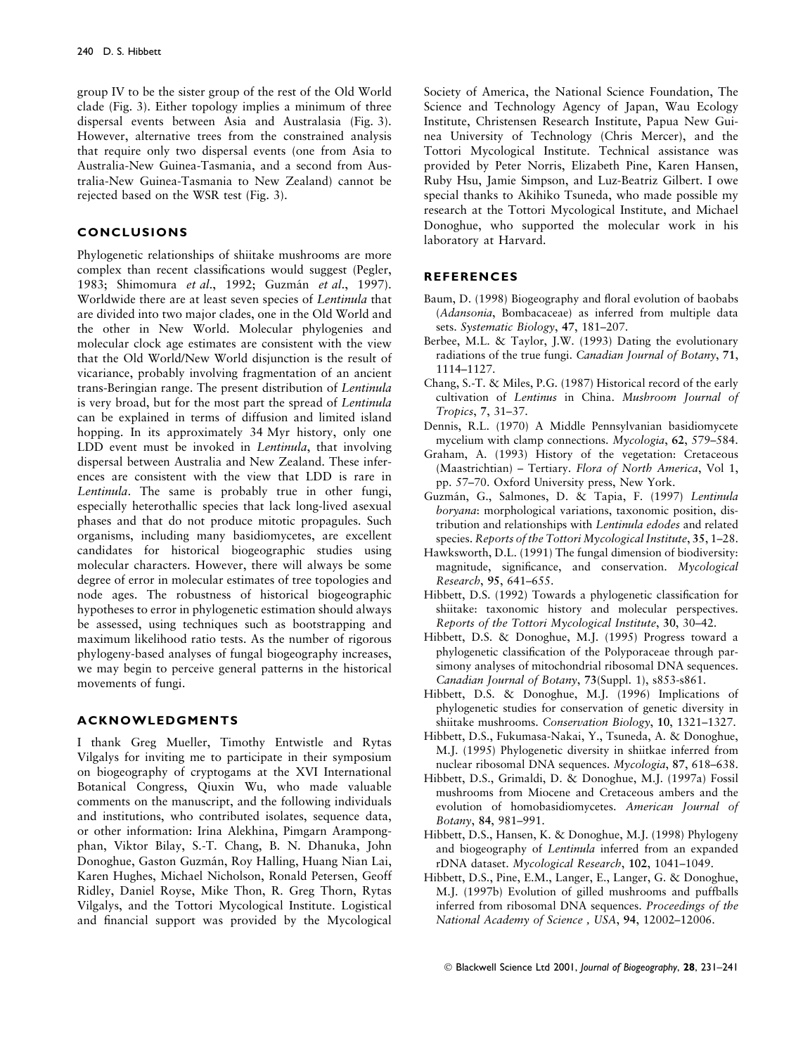group IV to be the sister group of the rest of the Old World clade (Fig. 3). Either topology implies a minimum of three dispersal events between Asia and Australasia (Fig. 3). However, alternative trees from the constrained analysis that require only two dispersal events (one from Asia to Australia-New Guinea-Tasmania, and a second from Australia-New Guinea-Tasmania to New Zealand) cannot be rejected based on the WSR test (Fig. 3).

## CONCLUSIONS

Phylogenetic relationships of shiitake mushrooms are more complex than recent classifications would suggest (Pegler, 1983; Shimomura *et al*., 1992; Guzmán *et al*., 1997). Worldwide there are at least seven species of *Lentinula* that are divided into two major clades, one in the Old World and the other in New World. Molecular phylogenies and molecular clock age estimates are consistent with the view that the Old World/New World disjunction is the result of vicariance, probably involving fragmentation of an ancient trans-Beringian range. The present distribution of *Lentinula* is very broad, but for the most part the spread of *Lentinula* can be explained in terms of diffusion and limited island hopping. In its approximately 34 Myr history, only one LDD event must be invoked in *Lentinula*, that involving dispersal between Australia and New Zealand. These inferences are consistent with the view that LDD is rare in *Lentinula*. The same is probably true in other fungi, especially heterothallic species that lack long-lived asexual phases and that do not produce mitotic propagules. Such organisms, including many basidiomycetes, are excellent candidates for historical biogeographic studies using molecular characters. However, there will always be some degree of error in molecular estimates of tree topologies and node ages. The robustness of historical biogeographic hypotheses to error in phylogenetic estimation should always be assessed, using techniques such as bootstrapping and maximum likelihood ratio tests. As the number of rigorous phylogeny-based analyses of fungal biogeography increases, we may begin to perceive general patterns in the historical movements of fungi.

## ACKNOWLEDGMENTS

I thank Greg Mueller, Timothy Entwistle and Rytas Vilgalys for inviting me to participate in their symposium on biogeography of cryptogams at the XVI International Botanical Congress, Qiuxin Wu, who made valuable comments on the manuscript, and the following individuals and institutions, who contributed isolates, sequence data, or other information: Irina Alekhina, Pimgarn Arampongphan, Viktor Bilay, S.-T. Chang, B. N. Dhanuka, John Donoghue, Gaston Guzmán, Roy Halling, Huang Nian Lai, Karen Hughes, Michael Nicholson, Ronald Petersen, Geoff Ridley, Daniel Royse, Mike Thon, R. Greg Thorn, Rytas Vilgalys, and the Tottori Mycological Institute. Logistical and financial support was provided by the Mycological Society of America, the National Science Foundation, The Science and Technology Agency of Japan, Wau Ecology Institute, Christensen Research Institute, Papua New Guinea University of Technology (Chris Mercer), and the Tottori Mycological Institute. Technical assistance was provided by Peter Norris, Elizabeth Pine, Karen Hansen, Ruby Hsu, Jamie Simpson, and Luz-Beatriz Gilbert. I owe special thanks to Akihiko Tsuneda, who made possible my research at the Tottori Mycological Institute, and Michael Donoghue, who supported the molecular work in his laboratory at Harvard.

## REFERENCES

Baum, D. (1998) Biogeography and floral evolution of baobabs (*Adansonia*, Bombacaceae) as inferred from multiple data sets. *Systematic Biology*, **47**, 181–207.

Berbee, M.L. & Taylor, J.W. (1993) Dating the evolutionary radiations of the true fungi. *Canadian Journal of Botany*, **71**, 1114–1127.

Chang, S.-T. & Miles, P.G. (1987) Historical record of the early cultivation of *Lentinus* in China. *Mushroom Journal of Tropics*, **7**, 31–37.

Dennis, R.L. (1970) A Middle Pennsylvanian basidiomycete mycelium with clamp connections. *Mycologia*, **62**, 579–584.

Graham, A. (1993) History of the vegetation: Cretaceous (Maastrichtian) – Tertiary. *Flora of North America*, Vol 1, pp. 57–70. Oxford University press, New York.

Guzmán, G., Salmones, D. & Tapia, F. (1997) *Lentinula boryana*: morphological variations, taxonomic position, distribution and relationships with *Lentinula edodes* and related species. *Reports of the Tottori Mycological Institute*, **35**, 1–28.

Hawksworth, D.L. (1991) The fungal dimension of biodiversity: magnitude, significance, and conservation. *Mycological Research*, **95**, 641–655.

Hibbett, D.S. (1992) Towards a phylogenetic classification for shiitake: taxonomic history and molecular perspectives. *Reports of the Tottori Mycological Institute*, **30**, 30–42.

Hibbett, D.S. & Donoghue, M.J. (1995) Progress toward a phylogenetic classification of the Polyporaceae through parsimony analyses of mitochondrial ribosomal DNA sequences. *Canadian Journal of Botany*, **73**(Suppl. 1), s853-s861.

Hibbett, D.S. & Donoghue, M.J. (1996) Implications of phylogenetic studies for conservation of genetic diversity in shiitake mushrooms. *Conservation Biology*, **10**, 1321–1327.

Hibbett, D.S., Fukumasa-Nakai, Y., Tsuneda, A. & Donoghue, M.J. (1995) Phylogenetic diversity in shiitkae inferred from nuclear ribosomal DNA sequences. *Mycologia*, **87**, 618–638.

Hibbett, D.S., Grimaldi, D. & Donoghue, M.J. (1997a) Fossil mushrooms from Miocene and Cretaceous ambers and the evolution of homobasidiomycetes. *American Journal of Botany*, **84**, 981–991.

Hibbett, D.S., Hansen, K. & Donoghue, M.J. (1998) Phylogeny and biogeography of *Lentinula* inferred from an expanded rDNA dataset. *Mycological Research*, **102**, 1041–1049.

Hibbett, D.S., Pine, E.M., Langer, E., Langer, G. & Donoghue, M.J. (1997b) Evolution of gilled mushrooms and puffballs inferred from ribosomal DNA sequences. *Proceedings of the National Academy of Science , USA*, **94**, 12002–12006.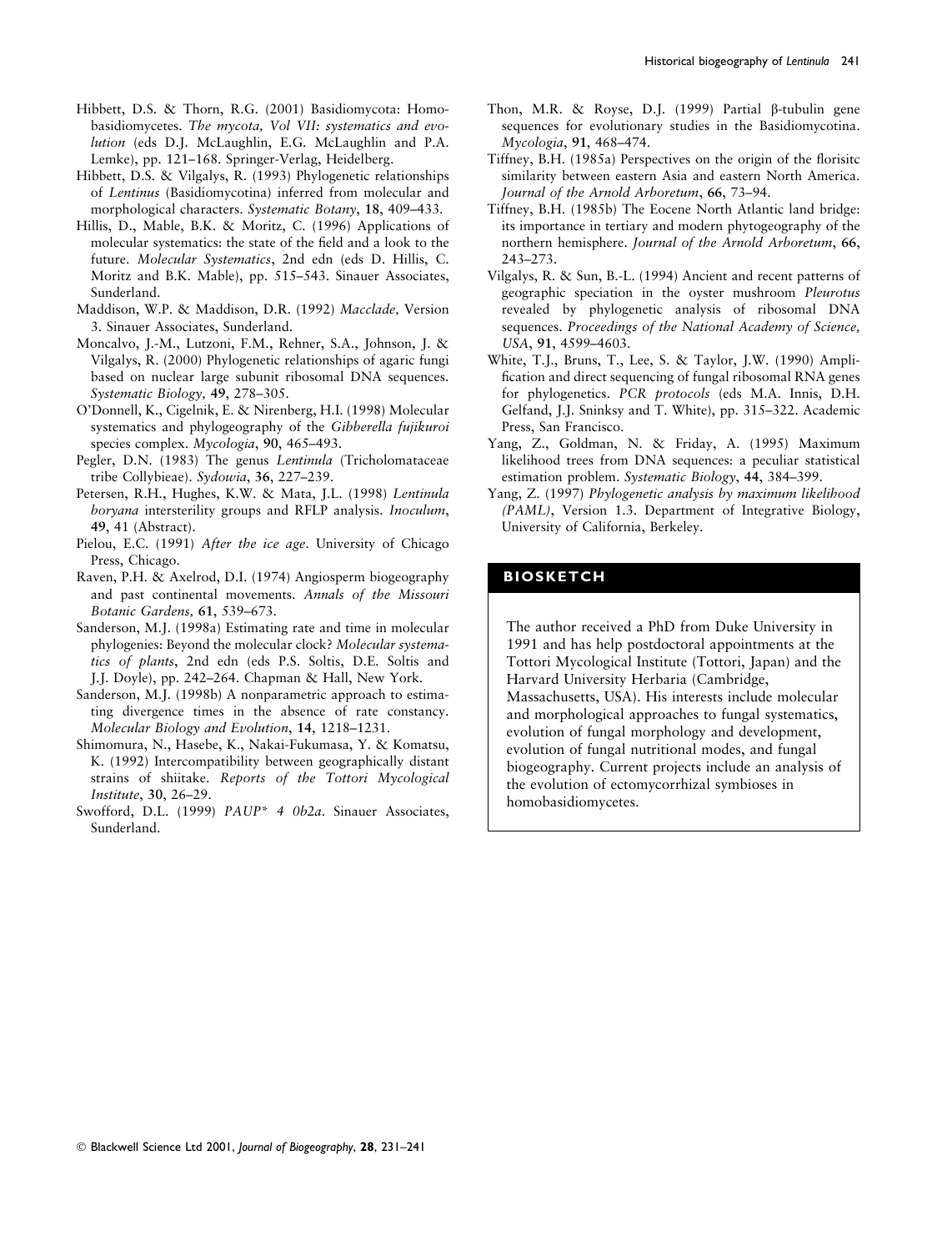Hibbett, D.S. & Thorn, R.G. (2001) Basidiomycota: Homobasidiomycetes. *The mycota, Vol VII: systematics and evolution* (eds D.J. McLaughlin, E.G. McLaughlin and P.A. Lemke), pp. 121–168. Springer-Verlag, Heidelberg.

Hibbett, D.S. & Vilgalys, R. (1993) Phylogenetic relationships of *Lentinus* (Basidiomycotina) inferred from molecular and morphological characters. *Systematic Botany*, **18**, 409–433.

Hillis, D., Mable, B.K. & Moritz, C. (1996) Applications of molecular systematics: the state of the field and a look to the future. *Molecular Systematics*, 2nd edn (eds D. Hillis, C. Moritz and B.K. Mable), pp. 515–543. Sinauer Associates, Sunderland.

Maddison, W.P. & Maddison, D.R. (1992) *Macclade,* Version 3. Sinauer Associates, Sunderland.

Moncalvo, J.-M., Lutzoni, F.M., Rehner, S.A., Johnson, J. & Vilgalys, R. (2000) Phylogenetic relationships of agaric fungi based on nuclear large subunit ribosomal DNA sequences. *Systematic Biology,* **49**, 278–305.

O'Donnell, K., Cigelnik, E. & Nirenberg, H.I. (1998) Molecular systematics and phylogeography of the *Gibberella fujikuroi* species complex. *Mycologia*, **90**, 465–493.

Pegler, D.N. (1983) The genus *Lentinula* (Tricholomataceae tribe Collybieae). *Sydowia*, **36**, 227–239.

Petersen, R.H., Hughes, K.W. & Mata, J.L. (1998) *Lentinula boryana* intersterility groups and RFLP analysis. *Inoculum*, **49**, 41 (Abstract).

Pielou, E.C. (1991) *After the ice age*. University of Chicago Press, Chicago.

Raven, P.H. & Axelrod, D.I. (1974) Angiosperm biogeography and past continental movements. *Annals of the Missouri Botanic Gardens,* **61**, 539–673.

Sanderson, M.J. (1998a) Estimating rate and time in molecular phylogenies: Beyond the molecular clock? *Molecular systematics of plants*, 2nd edn (eds P.S. Soltis, D.E. Soltis and J.J. Doyle), pp. 242–264. Chapman & Hall, New York.

Sanderson, M.J. (1998b) A nonparametric approach to estimating divergence times in the absence of rate constancy. *Molecular Biology and Evolution*, **14**, 1218–1231.

Shimomura, N., Hasebe, K., Nakai-Fukumasa, Y. & Komatsu, K. (1992) Intercompatibility between geographically distant strains of shiitake. *Reports of the Tottori Mycological Institute*, **30**, 26–29.

Swofford, D.L. (1999) *PAUP\* 4 0b2a*. Sinauer Associates, Sunderland.

Thon, M.R. & Royse, D.J. (1999) Partial β-tubulin gene sequences for evolutionary studies in the Basidiomycotina. *Mycologia*, **91**, 468–474.

Tiffney, B.H. (1985a) Perspectives on the origin of the florisitc similarity between eastern Asia and eastern North America. *Journal of the Arnold Arboretum*, **66**, 73–94.

Tiffney, B.H. (1985b) The Eocene North Atlantic land bridge: its importance in tertiary and modern phytogeography of the northern hemisphere. *Journal of the Arnold Arboretum*, **66**, 243–273.

Vilgalys, R. & Sun, B.-L. (1994) Ancient and recent patterns of geographic speciation in the oyster mushroom *Pleurotus* revealed by phylogenetic analysis of ribosomal DNA sequences. *Proceedings of the National Academy of Science, USA*, **91**, 4599–4603.

White, T.J., Bruns, T., Lee, S. & Taylor, J.W. (1990) Amplification and direct sequencing of fungal ribosomal RNA genes for phylogenetics. *PCR protocols* (eds M.A. Innis, D.H. Gelfand, J.J. Sninksy and T. White), pp. 315–322. Academic Press, San Francisco.

Yang, Z., Goldman, N. & Friday, A. (1995) Maximum likelihood trees from DNA sequences: a peculiar statistical estimation problem. *Systematic Biology*, **44**, 384–399.

Yang, Z. (1997) *Phylogenetic analysis by maximum likelihood (PAML)*, Version 1.3. Department of Integrative Biology, University of California, Berkeley.

## BIOSKETCH

The author received a PhD from Duke University in 1991 and has help postdoctoral appointments at the Tottori Mycological Institute (Tottori, Japan) and the Harvard University Herbaria (Cambridge, Massachusetts, USA). His interests include molecular and morphological approaches to fungal systematics, evolution of fungal morphology and development, evolution of fungal nutritional modes, and fungal biogeography. Current projects include an analysis of the evolution of ectomycorrhizal symbioses in homobasidiomycetes.